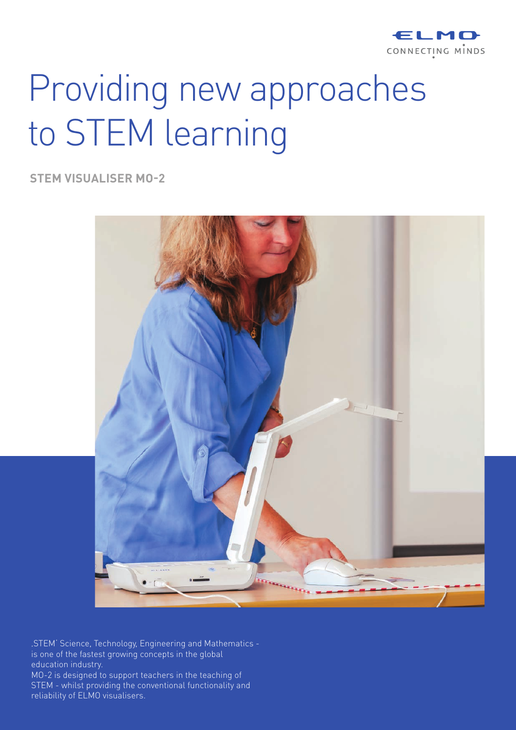ELMO
CONNECTING MINDS

# Providing new approaches to STEM learning

**STEM VISUALISER MO-2**

‚STEM' Science, Technology, Engineering and Mathematics - is one of the fastest growing concepts in the global education industry.
MO-2 is designed to support teachers in the teaching of STEM - whilst providing the conventional functionality and reliability of ELMO visualisers.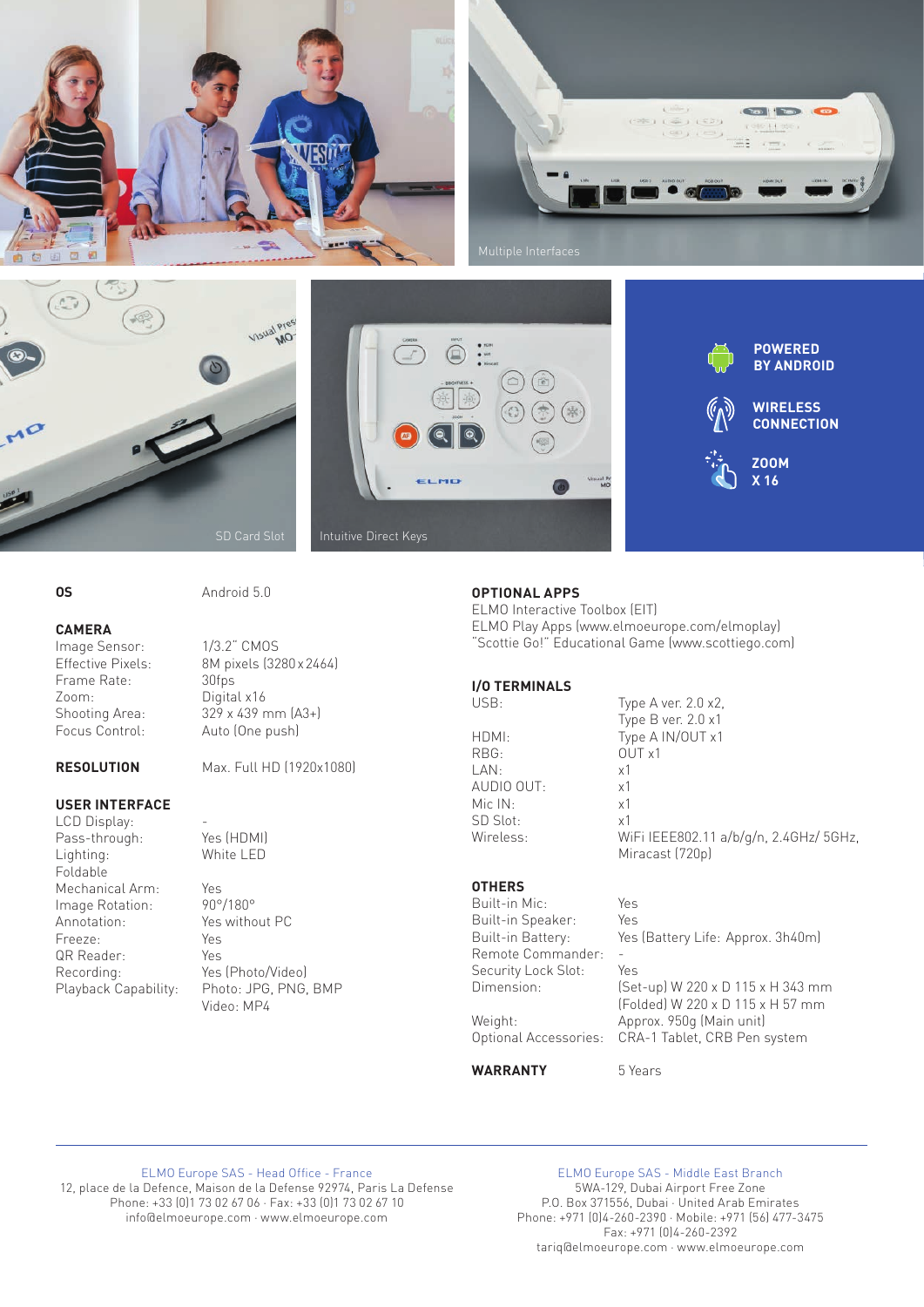Multiple Interfaces

SD Card Slot

Intuitive Direct Keys

**POWERED BY ANDROID**

**WIRELESS CONNECTION**

**ZOOM X 16**

| | |
|---|---|
| **OS** | Android 5.0 |
| **CAMERA** | |
| Image Sensor: | 1/3.2" CMOS |
| Effective Pixels: | 8M pixels (3280 x 2464) |
| Frame Rate: | 30fps |
| Zoom: | Digital x16 |
| Shooting Area: | 329 x 439 mm (A3+) |
| Focus Control: | Auto (One push) |
| **RESOLUTION** | Max. Full HD (1920x1080) |
| **USER INTERFACE** | |
| LCD Display: | - |
| Pass-through: | Yes (HDMI) |
| Lighting: | White LED |
| Foldable Mechanical Arm: | Yes |
| Image Rotation: | 90°/180° |
| Annotation: | Yes without PC |
| Freeze: | Yes |
| QR Reader: | Yes |
| Recording: | Yes (Photo/Video) |
| Playback Capability: | Photo: JPG, PNG, BMP<br>Video: MP4 |

**OPTIONAL APPS**

ELMO Interactive Toolbox (EIT)
ELMO Play Apps (www.elmoeurope.com/elmoplay)
"Scottie Go!" Educational Game (www.scottiego.com)

| | |
|---|---|
| **I/O TERMINALS** | |
| USB: | Type A ver. 2.0 x2,<br>Type B ver. 2.0 x1 |
| HDMI: | Type A IN/OUT x1 |
| RBG: | OUT x1 |
| LAN: | x1 |
| AUDIO OUT: | x1 |
| Mic IN: | x1 |
| SD Slot: | x1 |
| Wireless: | WiFi IEEE802.11 a/b/g/n, 2.4GHz/ 5GHz,<br>Miracast (720p) |
| **OTHERS** | |
| Built-in Mic: | Yes |
| Built-in Speaker: | Yes |
| Built-in Battery: | Yes (Battery Life: Approx. 3h40m) |
| Remote Commander: | - |
| Security Lock Slot: | Yes |
| Dimension: | (Set-up) W 220 x D 115 x H 343 mm<br>(Folded) W 220 x D 115 x H 57 mm |
| Weight: | Approx. 950g (Main unit) |
| Optional Accessories: | CRA-1 Tablet, CRB Pen system |
| **WARRANTY** | 5 Years |

ELMO Europe SAS - Head Office - France
12, place de la Defence, Maison de la Defense 92974, Paris La Defense
Phone: +33 (0)1 73 02 67 06 · Fax: +33 (0)1 73 02 67 10
info@elmoeurope.com · www.elmoeurope.com

ELMO Europe SAS - Middle East Branch
5WA-129, Dubai Airport Free Zone
P.O. Box 371556, Dubai · United Arab Emirates
Phone: +971 (0)4-260-2390 · Mobile: +971 (56) 477-3475
Fax: +971 (0)4-260-2392
tariq@elmoeurope.com · www.elmoeurope.com